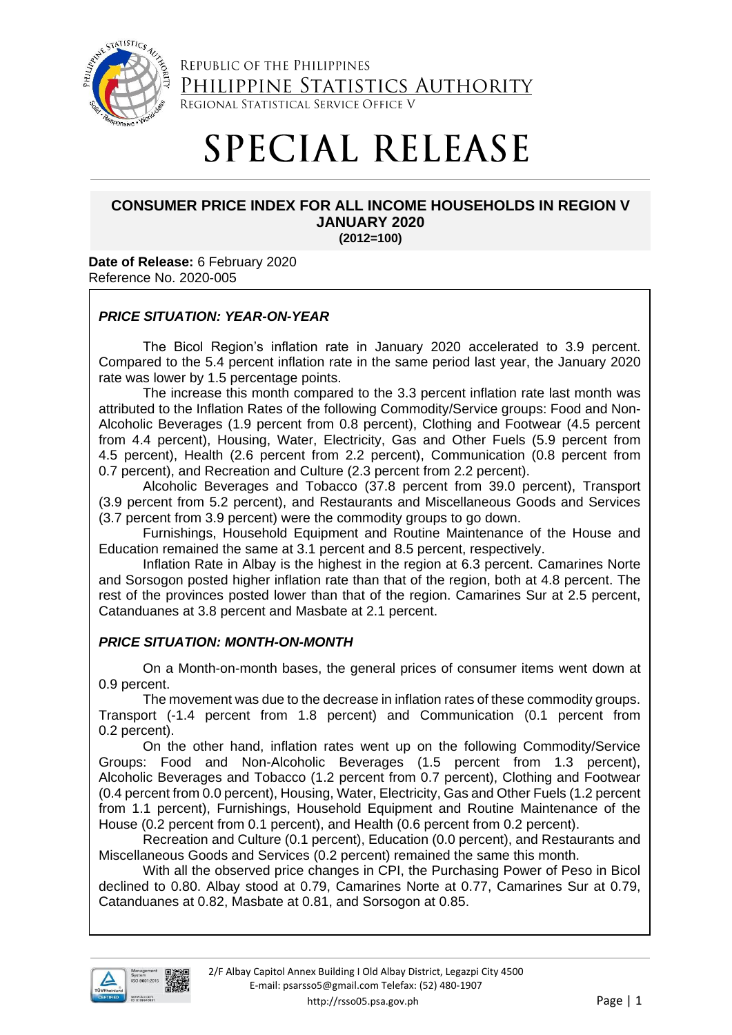Republic of the Philippines

Philippine Statistics Authority

Regional Statistical Service Office V

# SPECIAL RELEASE

## CONSUMER PRICE INDEX FOR ALL INCOME HOUSEHOLDS IN REGION V JANUARY 2020

**(2012=100)**

**Date of Release:** 6 February 2020
Reference No. 2020-005

### *PRICE SITUATION: YEAR-ON-YEAR*

The Bicol Region's inflation rate in January 2020 accelerated to 3.9 percent. Compared to the 5.4 percent inflation rate in the same period last year, the January 2020 rate was lower by 1.5 percentage points.

The increase this month compared to the 3.3 percent inflation rate last month was attributed to the Inflation Rates of the following Commodity/Service groups: Food and Non-Alcoholic Beverages (1.9 percent from 0.8 percent), Clothing and Footwear (4.5 percent from 4.4 percent), Housing, Water, Electricity, Gas and Other Fuels (5.9 percent from 4.5 percent), Health (2.6 percent from 2.2 percent), Communication (0.8 percent from 0.7 percent), and Recreation and Culture (2.3 percent from 2.2 percent).

Alcoholic Beverages and Tobacco (37.8 percent from 39.0 percent), Transport (3.9 percent from 5.2 percent), and Restaurants and Miscellaneous Goods and Services (3.7 percent from 3.9 percent) were the commodity groups to go down.

Furnishings, Household Equipment and Routine Maintenance of the House and Education remained the same at 3.1 percent and 8.5 percent, respectively.

Inflation Rate in Albay is the highest in the region at 6.3 percent. Camarines Norte and Sorsogon posted higher inflation rate than that of the region, both at 4.8 percent. The rest of the provinces posted lower than that of the region. Camarines Sur at 2.5 percent, Catanduanes at 3.8 percent and Masbate at 2.1 percent.

### *PRICE SITUATION: MONTH-ON-MONTH*

On a Month-on-month bases, the general prices of consumer items went down at 0.9 percent.

The movement was due to the decrease in inflation rates of these commodity groups. Transport (-1.4 percent from 1.8 percent) and Communication (0.1 percent from 0.2 percent).

On the other hand, inflation rates went up on the following Commodity/Service Groups: Food and Non-Alcoholic Beverages (1.5 percent from 1.3 percent), Alcoholic Beverages and Tobacco (1.2 percent from 0.7 percent), Clothing and Footwear (0.4 percent from 0.0 percent), Housing, Water, Electricity, Gas and Other Fuels (1.2 percent from 1.1 percent), Furnishings, Household Equipment and Routine Maintenance of the House (0.2 percent from 0.1 percent), and Health (0.6 percent from 0.2 percent).

Recreation and Culture (0.1 percent), Education (0.0 percent), and Restaurants and Miscellaneous Goods and Services (0.2 percent) remained the same this month.

With all the observed price changes in CPI, the Purchasing Power of Peso in Bicol declined to 0.80. Albay stood at 0.79, Camarines Norte at 0.77, Camarines Sur at 0.79, Catanduanes at 0.82, Masbate at 0.81, and Sorsogon at 0.85.

2/F Albay Capitol Annex Building I Old Albay District, Legazpi City 4500
E-mail: psarsso5@gmail.com Telefax: (52) 480-1907
http://rsso05.psa.gov.ph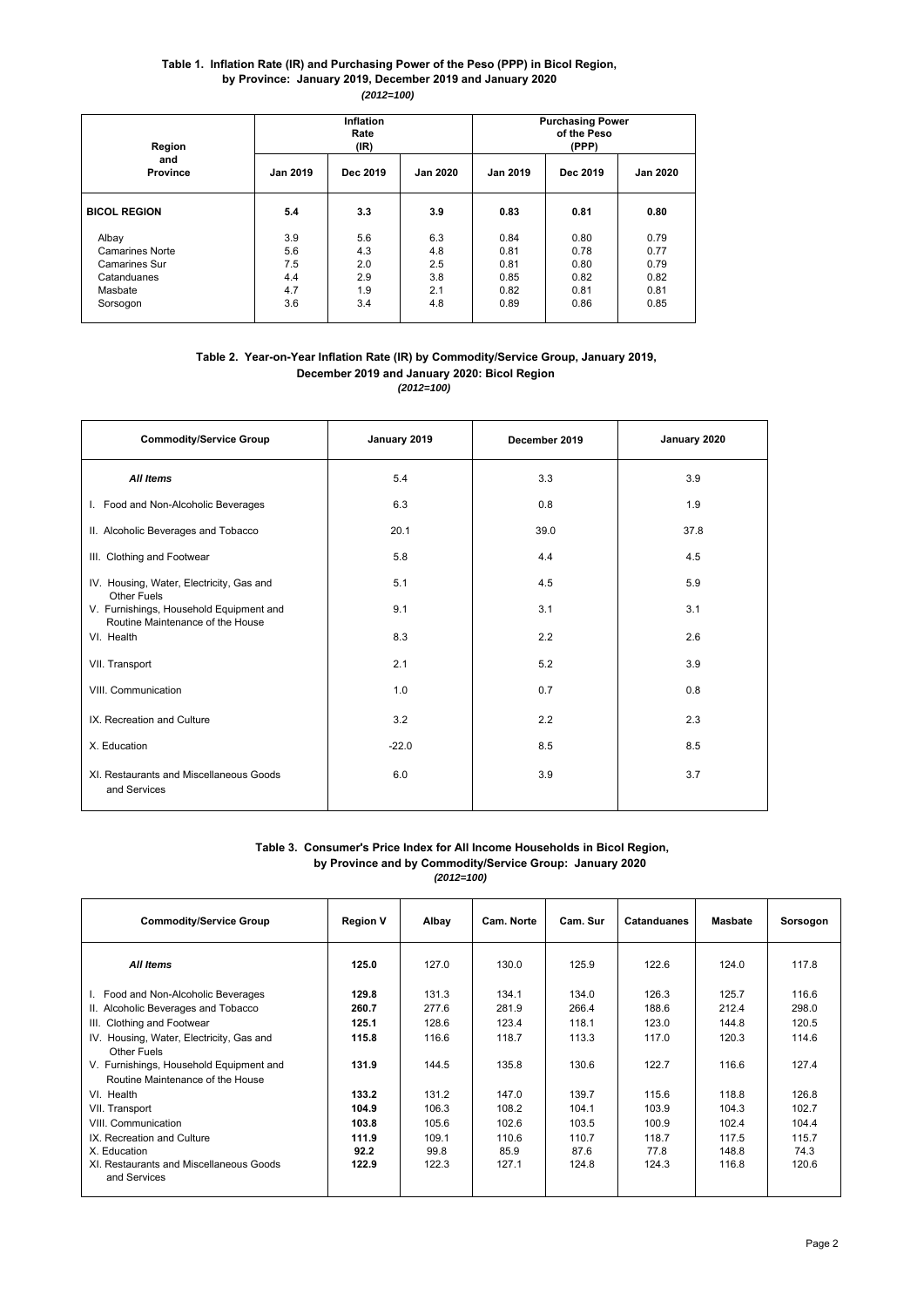### Table 1. Inflation Rate (IR) and Purchasing Power of the Peso (PPP) in Bicol Region, by Province: January 2019, December 2019 and January 2020

*(2012=100)*

| Region and Province | Inflation Rate (IR) | | | Purchasing Power of the Peso (PPP) | | |
|---|---|---|---|---|---|---|
| | Jan 2019 | Dec 2019 | Jan 2020 | Jan 2019 | Dec 2019 | Jan 2020 |
| **BICOL REGION** | **5.4** | **3.3** | **3.9** | **0.83** | **0.81** | **0.80** |
| Albay | 3.9 | 5.6 | 6.3 | 0.84 | 0.80 | 0.79 |
| Camarines Norte | 5.6 | 4.3 | 4.8 | 0.81 | 0.78 | 0.77 |
| Camarines Sur | 7.5 | 2.0 | 2.5 | 0.81 | 0.80 | 0.79 |
| Catanduanes | 4.4 | 2.9 | 3.8 | 0.85 | 0.82 | 0.82 |
| Masbate | 4.7 | 1.9 | 2.1 | 0.82 | 0.81 | 0.81 |
| Sorsogon | 3.6 | 3.4 | 4.8 | 0.89 | 0.86 | 0.85 |

### Table 2. Year-on-Year Inflation Rate (IR) by Commodity/Service Group, January 2019, December 2019 and January 2020: Bicol Region

*(2012=100)*

| Commodity/Service Group | January 2019 | December 2019 | January 2020 |
|---|---|---|---|
| ***All Items*** | 5.4 | 3.3 | 3.9 |
| I. Food and Non-Alcoholic Beverages | 6.3 | 0.8 | 1.9 |
| II. Alcoholic Beverages and Tobacco | 20.1 | 39.0 | 37.8 |
| III. Clothing and Footwear | 5.8 | 4.4 | 4.5 |
| IV. Housing, Water, Electricity, Gas and Other Fuels | 5.1 | 4.5 | 5.9 |
| V. Furnishings, Household Equipment and Routine Maintenance of the House | 9.1 | 3.1 | 3.1 |
| VI. Health | 8.3 | 2.2 | 2.6 |
| VII. Transport | 2.1 | 5.2 | 3.9 |
| VIII. Communication | 1.0 | 0.7 | 0.8 |
| IX. Recreation and Culture | 3.2 | 2.2 | 2.3 |
| X. Education | -22.0 | 8.5 | 8.5 |
| XI. Restaurants and Miscellaneous Goods and Services | 6.0 | 3.9 | 3.7 |

### Table 3. Consumer's Price Index for All Income Households in Bicol Region, by Province and by Commodity/Service Group: January 2020

*(2012=100)*

| Commodity/Service Group | Region V | Albay | Cam. Norte | Cam. Sur | Catanduanes | Masbate | Sorsogon |
|---|---|---|---|---|---|---|---|
| ***All Items*** | **125.0** | 127.0 | 130.0 | 125.9 | 122.6 | 124.0 | 117.8 |
| I. Food and Non-Alcoholic Beverages | **129.8** | 131.3 | 134.1 | 134.0 | 126.3 | 125.7 | 116.6 |
| II. Alcoholic Beverages and Tobacco | **260.7** | 277.6 | 281.9 | 266.4 | 188.6 | 212.4 | 298.0 |
| III. Clothing and Footwear | **125.1** | 128.6 | 123.4 | 118.1 | 123.0 | 144.8 | 120.5 |
| IV. Housing, Water, Electricity, Gas and Other Fuels | **115.8** | 116.6 | 118.7 | 113.3 | 117.0 | 120.3 | 114.6 |
| V. Furnishings, Household Equipment and Routine Maintenance of the House | **131.9** | 144.5 | 135.8 | 130.6 | 122.7 | 116.6 | 127.4 |
| VI. Health | **133.2** | 131.2 | 147.0 | 139.7 | 115.6 | 118.8 | 126.8 |
| VII. Transport | **104.9** | 106.3 | 108.2 | 104.1 | 103.9 | 104.3 | 102.7 |
| VIII. Communication | **103.8** | 105.6 | 102.6 | 103.5 | 100.9 | 102.4 | 104.4 |
| IX. Recreation and Culture | **111.9** | 109.1 | 110.6 | 110.7 | 118.7 | 117.5 | 115.7 |
| X. Education | **92.2** | 99.8 | 85.9 | 87.6 | 77.8 | 148.8 | 74.3 |
| XI. Restaurants and Miscellaneous Goods and Services | **122.9** | 122.3 | 127.1 | 124.8 | 124.3 | 116.8 | 120.6 |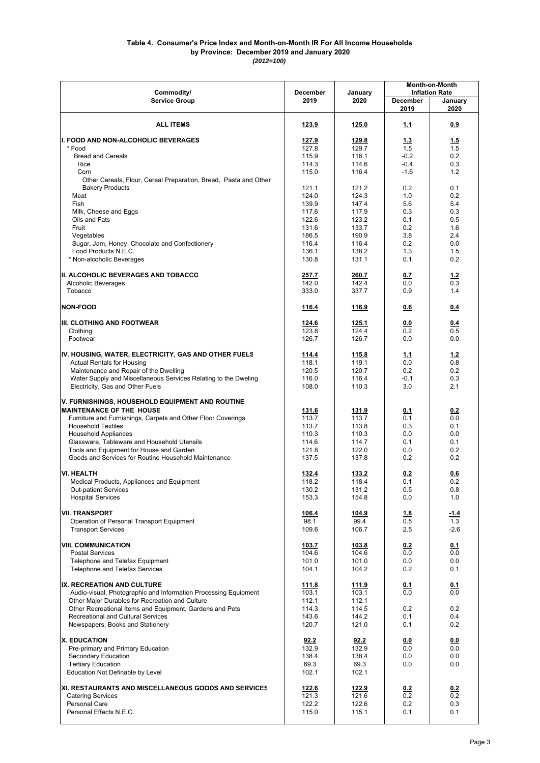**Table 4. Consumer's Price Index and Month-on-Month IR For All Income Households by Province: December 2019 and January 2020**

***(2012=100)***

| Commodity/ Service Group | December 2019 | January 2020 | Month-on-Month Inflation Rate | |
|---|---|---|---|---|
| | | | December 2019 | January 2020 |
| **ALL ITEMS** | 123.9 | 125.0 | 1.1 | 0.9 |
| **I. FOOD AND NON-ALCOHOLIC BEVERAGES** | 127.9 | 129.8 | 1.3 | 1.5 |
| * Food | 127.8 | 129.7 | 1.5 | 1.5 |
| Bread and Cereals | 115.9 | 116.1 | -0.2 | 0.2 |
| Rice | 114.3 | 114.6 | -0.4 | 0.3 |
| Corn | 115.0 | 116.4 | -1.6 | 1.2 |
| Other Cereals, Flour, Cereal Preparation, Bread, Pasta and Other Bakery Products | 121.1 | 121.2 | 0.2 | 0.1 |
| Meat | 124.0 | 124.3 | 1.0 | 0.2 |
| Fish | 139.9 | 147.4 | 5.6 | 5.4 |
| Milk, Cheese and Eggs | 117.6 | 117.9 | 0.3 | 0.3 |
| Oils and Fats | 122.6 | 123.2 | 0.1 | 0.5 |
| Fruit | 131.6 | 133.7 | 0.2 | 1.6 |
| Vegetables | 186.5 | 190.9 | 3.8 | 2.4 |
| Sugar, Jam, Honey, Chocolate and Confectionery | 116.4 | 116.4 | 0.2 | 0.0 |
| Food Products N.E.C. | 136.1 | 138.2 | 1.3 | 1.5 |
| * Non-alcoholic Beverages | 130.8 | 131.1 | 0.1 | 0.2 |
| **II. ALCOHOLIC BEVERAGES AND TOBACCO** | 257.7 | 260.7 | 0.7 | 1.2 |
| Alcoholic Beverages | 142.0 | 142.4 | 0.0 | 0.3 |
| Tobacco | 333.0 | 337.7 | 0.9 | 1.4 |
| **NON-FOOD** | 116.4 | 116.9 | 0.6 | 0.4 |
| **III. CLOTHING AND FOOTWEAR** | 124.6 | 125.1 | 0.0 | 0.4 |
| Clothing | 123.8 | 124.4 | 0.2 | 0.5 |
| Footwear | 126.7 | 126.7 | 0.0 | 0.0 |
| **IV. HOUSING, WATER, ELECTRICITY, GAS AND OTHER FUELS** | 114.4 | 115.8 | 1.1 | 1.2 |
| Actual Rentals for Housing | 118.1 | 119.1 | 0.0 | 0.8 |
| Maintenance and Repair of the Dwelling | 120.5 | 120.7 | 0.2 | 0.2 |
| Water Supply and Miscellaneous Services Relating to the Dweling | 116.0 | 116.4 | -0.1 | 0.3 |
| Electricity, Gas and Other Fuels | 108.0 | 110.3 | 3.0 | 2.1 |
| **V. FURNISHINGS, HOUSEHOLD EQUIPMENT AND ROUTINE MAINTENANCE OF THE HOUSE** | 131.6 | 131.9 | 0.1 | 0.2 |
| Furniture and Furnishings, Carpets and Other Floor Coverings | 113.7 | 113.7 | 0.1 | 0.0 |
| Household Textiles | 113.7 | 113.8 | 0.3 | 0.1 |
| Household Appliances | 110.3 | 110.3 | 0.0 | 0.0 |
| Glassware, Tableware and Household Utensils | 114.6 | 114.7 | 0.1 | 0.1 |
| Tools and Equipment for House and Garden | 121.8 | 122.0 | 0.0 | 0.2 |
| Goods and Services for Routine Household Maintenance | 137.5 | 137.8 | 0.2 | 0.2 |
| **VI. HEALTH** | 132.4 | 133.2 | 0.2 | 0.6 |
| Medical Products, Appliances and Equipment | 118.2 | 118.4 | 0.1 | 0.2 |
| Out-patient Services | 130.2 | 131.2 | 0.5 | 0.8 |
| Hospital Services | 153.3 | 154.8 | 0.0 | 1.0 |
| **VII. TRANSPORT** | 106.4 | 104.9 | 1.8 | -1.4 |
| Operation of Personal Transport Equipment | 98.1 | 99.4 | 0.5 | 1.3 |
| Transport Services | 109.6 | 106.7 | 2.5 | -2.6 |
| **VIII. COMMUNICATION** | 103.7 | 103.8 | 0.2 | 0.1 |
| Postal Services | 104.6 | 104.6 | 0.0 | 0.0 |
| Telephone and Telefax Equipment | 101.0 | 101.0 | 0.0 | 0.0 |
| Telephone and Telefax Services | 104.1 | 104.2 | 0.2 | 0.1 |
| **IX. RECREATION AND CULTURE** | 111.8 | 111.9 | 0.1 | 0.1 |
| Audio-visual, Photographic and Information Processing Equipment | 103.1 | 103.1 | 0.0 | 0.0 |
| Other Major Durables for Recreation and Culture | 112.1 | 112.1 | | |
| Other Recreational Items and Equipment, Gardens and Pets | 114.3 | 114.5 | 0.2 | 0.2 |
| Recreational and Cultural Services | 143.6 | 144.2 | 0.1 | 0.4 |
| Newspapers, Books and Stationery | 120.7 | 121.0 | 0.1 | 0.2 |
| **X. EDUCATION** | 92.2 | 92.2 | 0.0 | 0.0 |
| Pre-primary and Primary Education | 132.9 | 132.9 | 0.0 | 0.0 |
| Secondary Education | 138.4 | 138.4 | 0.0 | 0.0 |
| Tertiary Education | 69.3 | 69.3 | 0.0 | 0.0 |
| Education Not Definable by Level | 102.1 | 102.1 | | |
| **XI. RESTAURANTS AND MISCELLANEOUS GOODS AND SERVICES** | 122.6 | 122.9 | 0.2 | 0.2 |
| Catering Services | 121.3 | 121.6 | 0.2 | 0.2 |
| Personal Care | 122.2 | 122.6 | 0.2 | 0.3 |
| Personal Effects N.E.C. | 115.0 | 115.1 | 0.1 | 0.1 |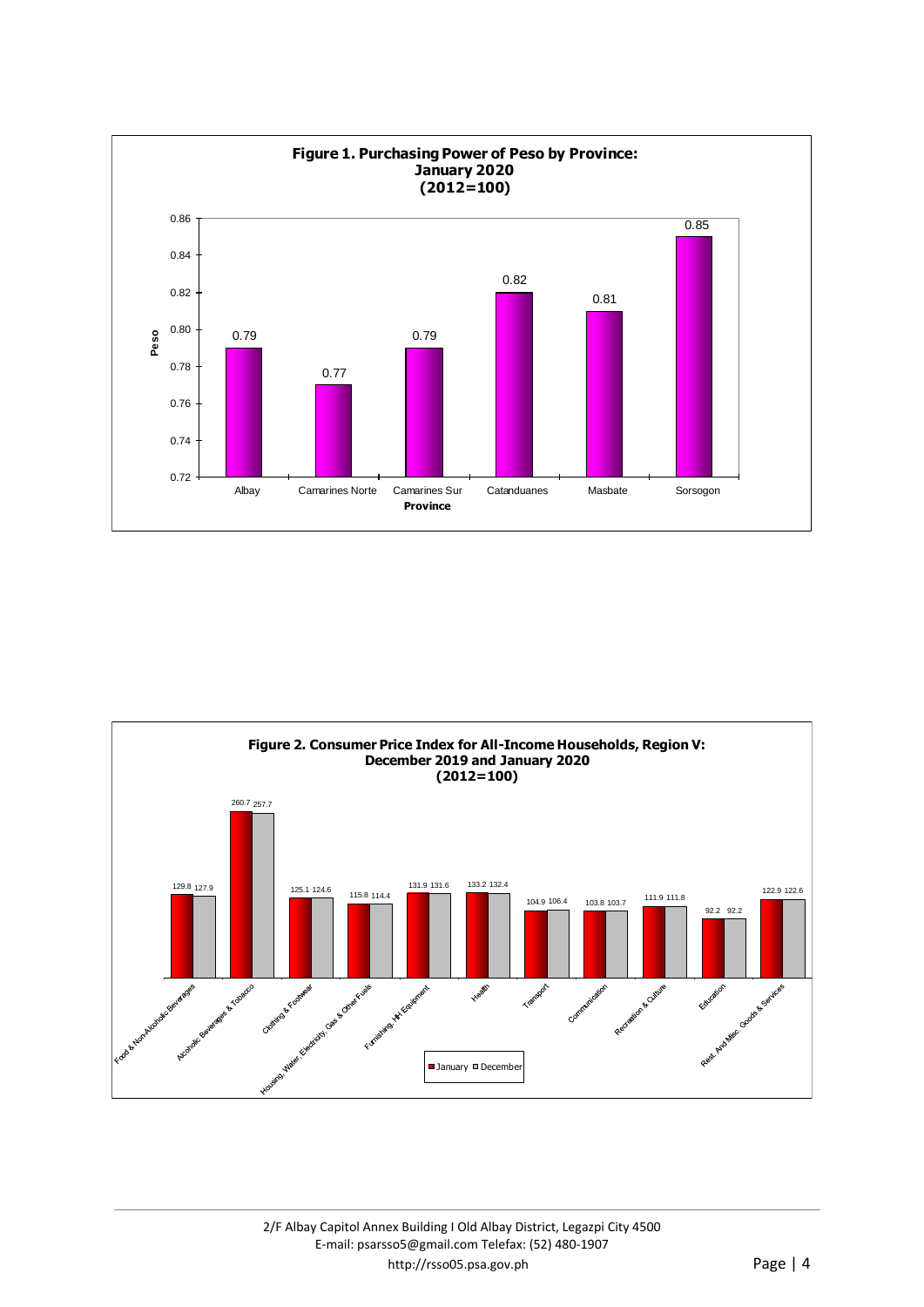**Figure 1. Purchasing Power of Peso by Province: January 2020 (2012=100)**

| Province | Peso |
|---|---|
| Albay | 0.79 |
| Camarines Norte | 0.77 |
| Camarines Sur | 0.79 |
| Catanduanes | 0.82 |
| Masbate | 0.81 |
| Sorsogon | 0.85 |

**Figure 2. Consumer Price Index for All-Income Households, Region V: December 2019 and January 2020 (2012=100)**

| Commodity Group | January | December |
|---|---|---|
| Food & Non-Alcoholic Beverages | 129.8 | 127.9 |
| Alcoholic Beverages & Tobacco | 260.7 | 257.7 |
| Clothing & Footwear | 125.1 | 124.6 |
| Housing, Water, Electricity, Gas & Other Fuels | 115.8 | 114.4 |
| Furnishing, HH Equipment | 131.9 | 131.6 |
| Health | 133.2 | 132.4 |
| Transport | 104.9 | 106.4 |
| Communication | 103.8 | 103.7 |
| Recreation & Culture | 111.9 | 111.8 |
| Education | 92.2 | 92.2 |
| Rest. And Misc. Goods & Services | 122.9 | 122.6 |

2/F Albay Capitol Annex Building I Old Albay District, Legazpi City 4500
E-mail: psarsso5@gmail.com Telefax: (52) 480-1907
http://rsso05.psa.gov.ph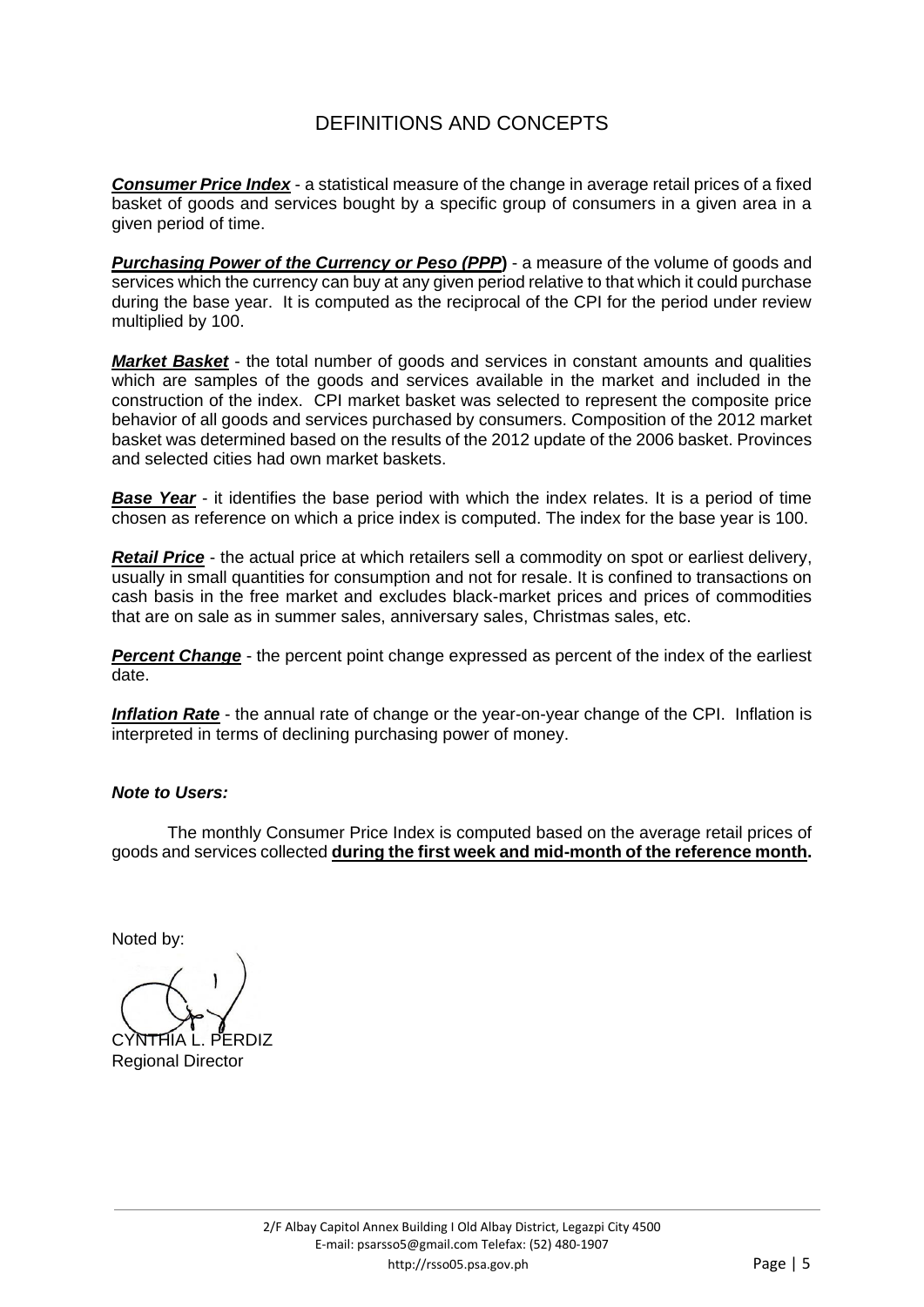# DEFINITIONS AND CONCEPTS

***Consumer Price Index*** - a statistical measure of the change in average retail prices of a fixed basket of goods and services bought by a specific group of consumers in a given area in a given period of time.

***Purchasing Power of the Currency or Peso (PPP)*** - a measure of the volume of goods and services which the currency can buy at any given period relative to that which it could purchase during the base year. It is computed as the reciprocal of the CPI for the period under review multiplied by 100.

***Market Basket*** - the total number of goods and services in constant amounts and qualities which are samples of the goods and services available in the market and included in the construction of the index. CPI market basket was selected to represent the composite price behavior of all goods and services purchased by consumers. Composition of the 2012 market basket was determined based on the results of the 2012 update of the 2006 basket. Provinces and selected cities had own market baskets.

***Base Year*** - it identifies the base period with which the index relates. It is a period of time chosen as reference on which a price index is computed. The index for the base year is 100.

***Retail Price*** - the actual price at which retailers sell a commodity on spot or earliest delivery, usually in small quantities for consumption and not for resale. It is confined to transactions on cash basis in the free market and excludes black-market prices and prices of commodities that are on sale as in summer sales, anniversary sales, Christmas sales, etc.

***Percent Change*** - the percent point change expressed as percent of the index of the earliest date.

***Inflation Rate*** - the annual rate of change or the year-on-year change of the CPI. Inflation is interpreted in terms of declining purchasing power of money.

***Note to Users:***

The monthly Consumer Price Index is computed based on the average retail prices of goods and services collected **during the first week and mid-month of the reference month.**

Noted by:

CYNTHIA L. PERDIZ
Regional Director

2/F Albay Capitol Annex Building I Old Albay District, Legazpi City 4500
E-mail: psarsso5@gmail.com Telefax: (52) 480-1907
http://rsso05.psa.gov.ph